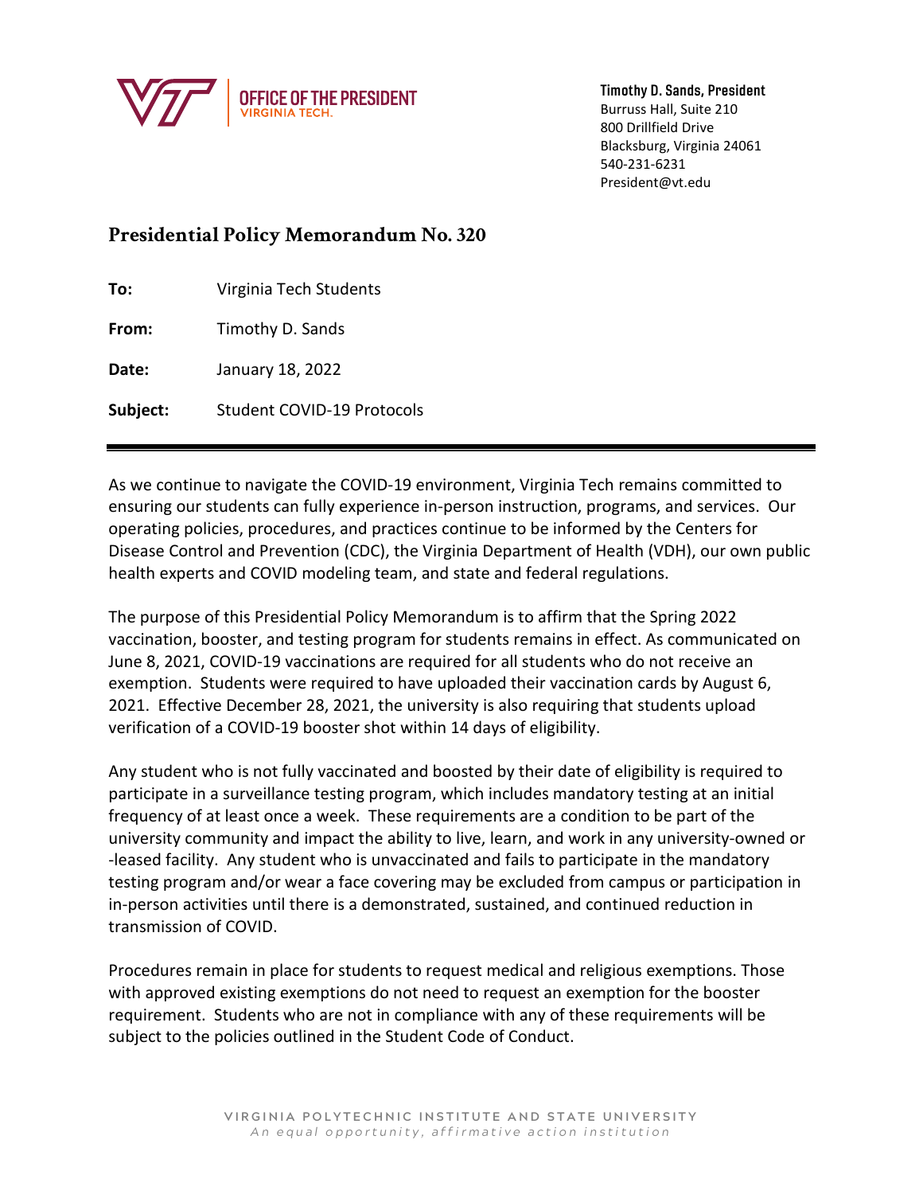OFFICE OF THE PRESIDENT
VIRGINIA TECH.

**Timothy D. Sands, President**
Burruss Hall, Suite 210
800 Drillfield Drive
Blacksburg, Virginia 24061
540-231-6231
President@vt.edu

# Presidential Policy Memorandum No. 320

**To:** Virginia Tech Students

**From:** Timothy D. Sands

**Date:** January 18, 2022

**Subject:** Student COVID-19 Protocols

---

As we continue to navigate the COVID-19 environment, Virginia Tech remains committed to ensuring our students can fully experience in-person instruction, programs, and services. Our operating policies, procedures, and practices continue to be informed by the Centers for Disease Control and Prevention (CDC), the Virginia Department of Health (VDH), our own public health experts and COVID modeling team, and state and federal regulations.

The purpose of this Presidential Policy Memorandum is to affirm that the Spring 2022 vaccination, booster, and testing program for students remains in effect. As communicated on June 8, 2021, COVID-19 vaccinations are required for all students who do not receive an exemption. Students were required to have uploaded their vaccination cards by August 6, 2021. Effective December 28, 2021, the university is also requiring that students upload verification of a COVID-19 booster shot within 14 days of eligibility.

Any student who is not fully vaccinated and boosted by their date of eligibility is required to participate in a surveillance testing program, which includes mandatory testing at an initial frequency of at least once a week. These requirements are a condition to be part of the university community and impact the ability to live, learn, and work in any university-owned or -leased facility. Any student who is unvaccinated and fails to participate in the mandatory testing program and/or wear a face covering may be excluded from campus or participation in in-person activities until there is a demonstrated, sustained, and continued reduction in transmission of COVID.

Procedures remain in place for students to request medical and religious exemptions. Those with approved existing exemptions do not need to request an exemption for the booster requirement. Students who are not in compliance with any of these requirements will be subject to the policies outlined in the Student Code of Conduct.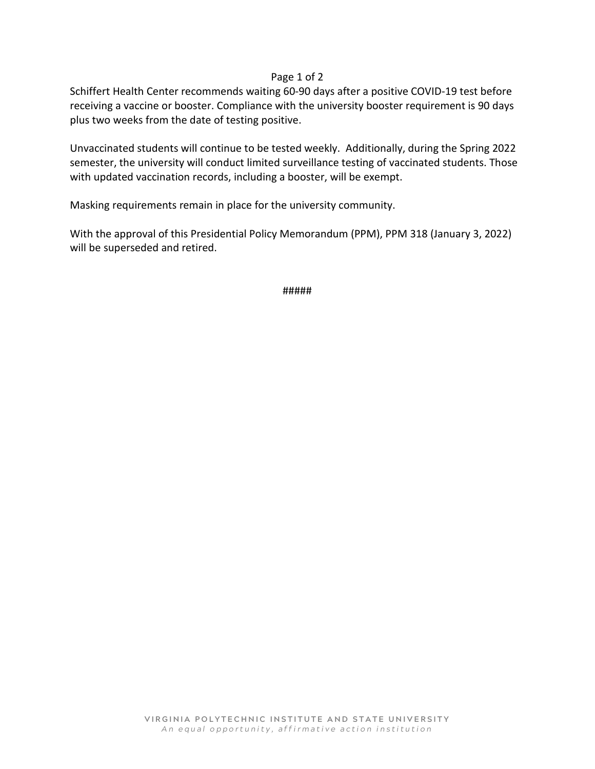Schiffert Health Center recommends waiting 60-90 days after a positive COVID-19 test before receiving a vaccine or booster. Compliance with the university booster requirement is 90 days plus two weeks from the date of testing positive.

Unvaccinated students will continue to be tested weekly. Additionally, during the Spring 2022 semester, the university will conduct limited surveillance testing of vaccinated students. Those with updated vaccination records, including a booster, will be exempt.

Masking requirements remain in place for the university community.

With the approval of this Presidential Policy Memorandum (PPM), PPM 318 (January 3, 2022) will be superseded and retired.

#####